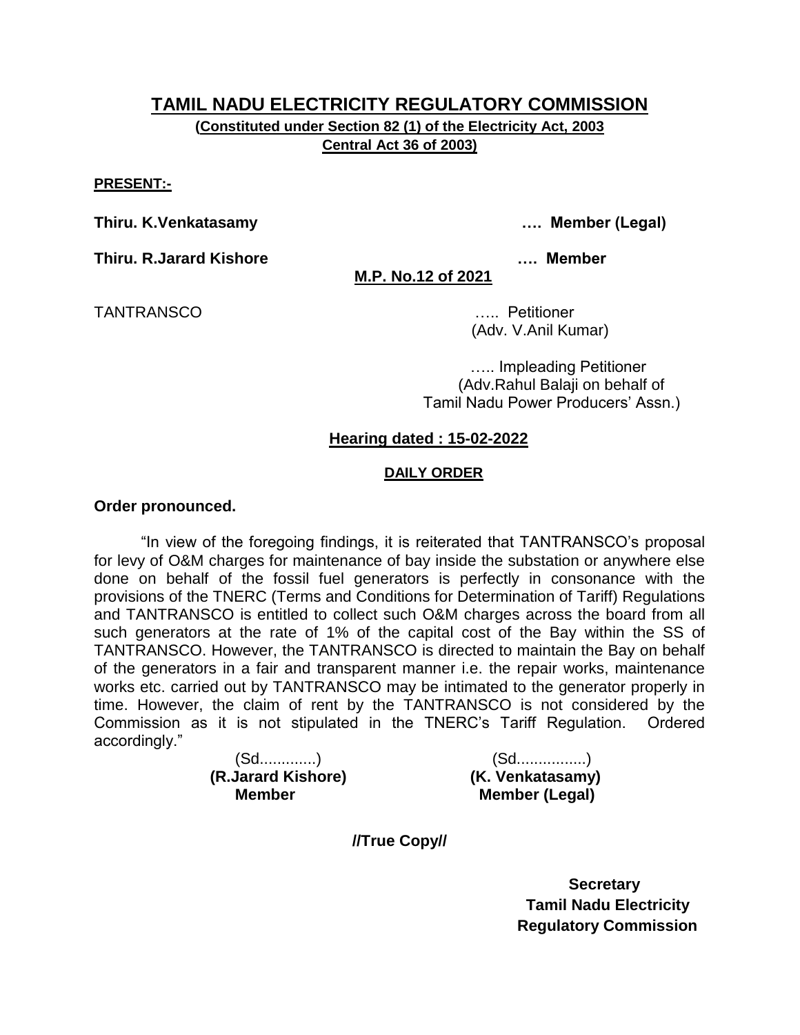# TAMIL NADU ELECTRICITY REGULATORY COMMISSION

**(Constituted under Section 82 (1) of the Electricity Act, 2003 Central Act 36 of 2003)**

**PRESENT:-**

**Thiru. K.Venkatasamy …. Member (Legal)**

**Thiru. R.Jarard Kishore …. Member**

**M.P. No.12 of 2021**

TANTRANSCO ….. Petitioner
(Adv. V.Anil Kumar)

….. Impleading Petitioner
(Adv.Rahul Balaji on behalf of Tamil Nadu Power Producers' Assn.)

**Hearing dated : 15-02-2022**

**DAILY ORDER**

**Order pronounced.**

"In view of the foregoing findings, it is reiterated that TANTRANSCO's proposal for levy of O&M charges for maintenance of bay inside the substation or anywhere else done on behalf of the fossil fuel generators is perfectly in consonance with the provisions of the TNERC (Terms and Conditions for Determination of Tariff) Regulations and TANTRANSCO is entitled to collect such O&M charges across the board from all such generators at the rate of 1% of the capital cost of the Bay within the SS of TANTRANSCO. However, the TANTRANSCO is directed to maintain the Bay on behalf of the generators in a fair and transparent manner i.e. the repair works, maintenance works etc. carried out by TANTRANSCO may be intimated to the generator properly in time. However, the claim of rent by the TANTRANSCO is not considered by the Commission as it is not stipulated in the TNERC's Tariff Regulation. Ordered accordingly."

(Sd.............)
**(R.Jarard Kishore)**
**Member**

(Sd................)
**(K. Venkatasamy)**
**Member (Legal)**

**//True Copy//**

**Secretary**
**Tamil Nadu Electricity Regulatory Commission**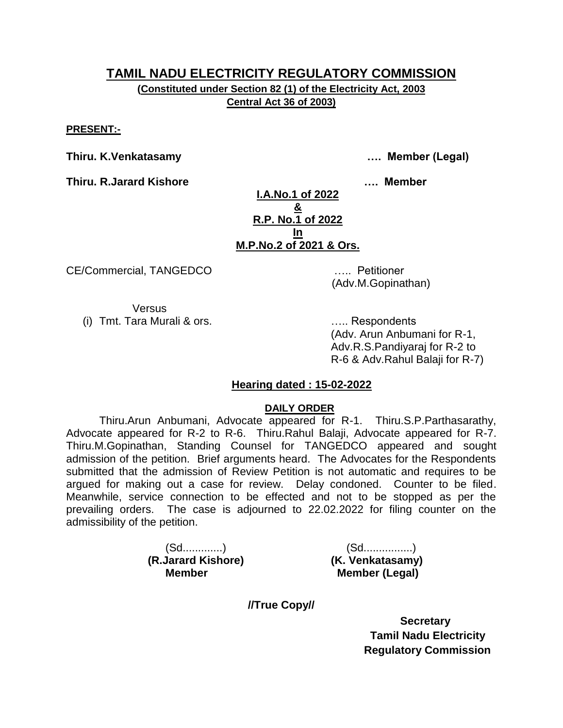# TAMIL NADU ELECTRICITY REGULATORY COMMISSION

**(Constituted under Section 82 (1) of the Electricity Act, 2003 Central Act 36 of 2003)**

**PRESENT:-**

**Thiru. K.Venkatasamy …. Member (Legal)**

**Thiru. R.Jarard Kishore …. Member**

**I.A.No.1 of 2022**
**&**
**R.P. No.1 of 2022**
**In**
**M.P.No.2 of 2021 & Ors.**

CE/Commercial, TANGEDCO ….. Petitioner
(Adv.M.Gopinathan)

Versus

(i) Tmt. Tara Murali & ors. ….. Respondents
(Adv. Arun Anbumani for R-1, Adv.R.S.Pandiyaraj for R-2 to R-6 & Adv.Rahul Balaji for R-7)

**Hearing dated : 15-02-2022**

**DAILY ORDER**

Thiru.Arun Anbumani, Advocate appeared for R-1. Thiru.S.P.Parthasarathy, Advocate appeared for R-2 to R-6. Thiru.Rahul Balaji, Advocate appeared for R-7. Thiru.M.Gopinathan, Standing Counsel for TANGEDCO appeared and sought admission of the petition. Brief arguments heard. The Advocates for the Respondents submitted that the admission of Review Petition is not automatic and requires to be argued for making out a case for review. Delay condoned. Counter to be filed. Meanwhile, service connection to be effected and not to be stopped as per the prevailing orders. The case is adjourned to 22.02.2022 for filing counter on the admissibility of the petition.

(Sd.............)
**(R.Jarard Kishore)**
**Member**

(Sd................)
**(K. Venkatasamy)**
**Member (Legal)**

**//True Copy//**

**Secretary**
**Tamil Nadu Electricity Regulatory Commission**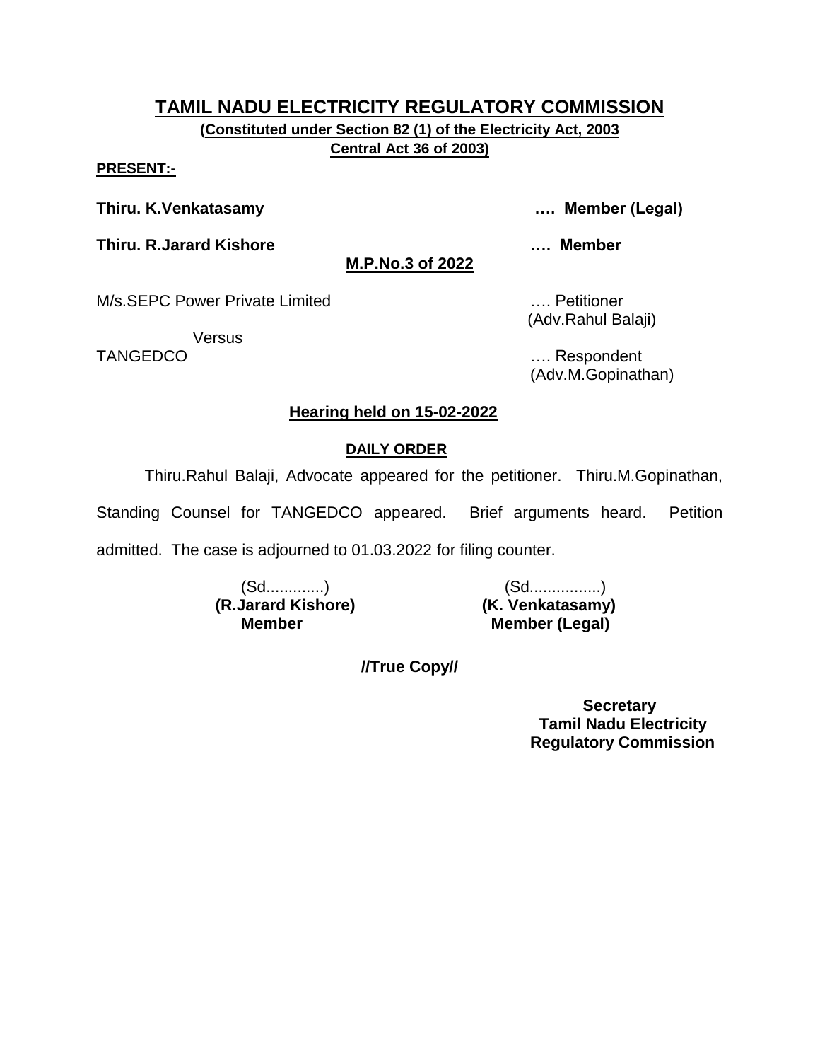# TAMIL NADU ELECTRICITY REGULATORY COMMISSION

**(Constituted under Section 82 (1) of the Electricity Act, 2003 Central Act 36 of 2003)**

**PRESENT:-**

**Thiru. K.Venkatasamy …. Member (Legal)**

**Thiru. R.Jarard Kishore …. Member**

**M.P.No.3 of 2022**

M/s.SEPC Power Private Limited …. Petitioner
(Adv.Rahul Balaji)

Versus

TANGEDCO …. Respondent
(Adv.M.Gopinathan)

**Hearing held on 15-02-2022**

**DAILY ORDER**

Thiru.Rahul Balaji, Advocate appeared for the petitioner. Thiru.M.Gopinathan, Standing Counsel for TANGEDCO appeared. Brief arguments heard. Petition admitted. The case is adjourned to 01.03.2022 for filing counter.

(Sd............)
**(R.Jarard Kishore)**
**Member**

(Sd................)
**(K. Venkatasamy)**
**Member (Legal)**

**//True Copy//**

**Secretary**
**Tamil Nadu Electricity Regulatory Commission**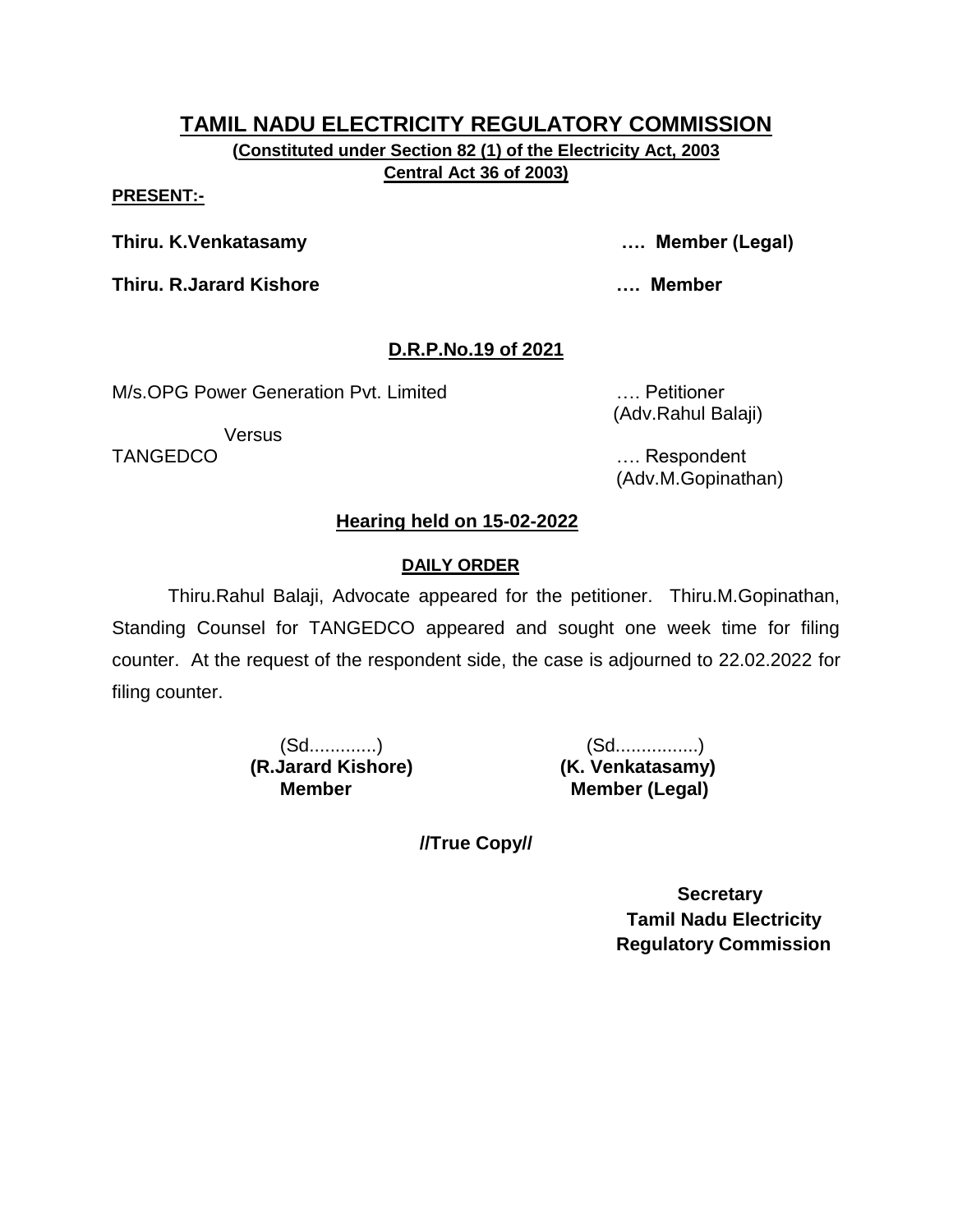# TAMIL NADU ELECTRICITY REGULATORY COMMISSION

**(Constituted under Section 82 (1) of the Electricity Act, 2003 Central Act 36 of 2003)**

**PRESENT:-**

**Thiru. K.Venkatasamy …. Member (Legal)**

**Thiru. R.Jarard Kishore …. Member**

## D.R.P.No.19 of 2021

M/s.OPG Power Generation Pvt. Limited …. Petitioner
(Adv.Rahul Balaji)

Versus

TANGEDCO …. Respondent
(Adv.M.Gopinathan)

### Hearing held on 15-02-2022

### DAILY ORDER

Thiru.Rahul Balaji, Advocate appeared for the petitioner. Thiru.M.Gopinathan, Standing Counsel for TANGEDCO appeared and sought one week time for filing counter. At the request of the respondent side, the case is adjourned to 22.02.2022 for filing counter.

(Sd.............)
**(R.Jarard Kishore)**
**Member**

(Sd................)
**(K. Venkatasamy)**
**Member (Legal)**

**//True Copy//**

**Secretary**
**Tamil Nadu Electricity Regulatory Commission**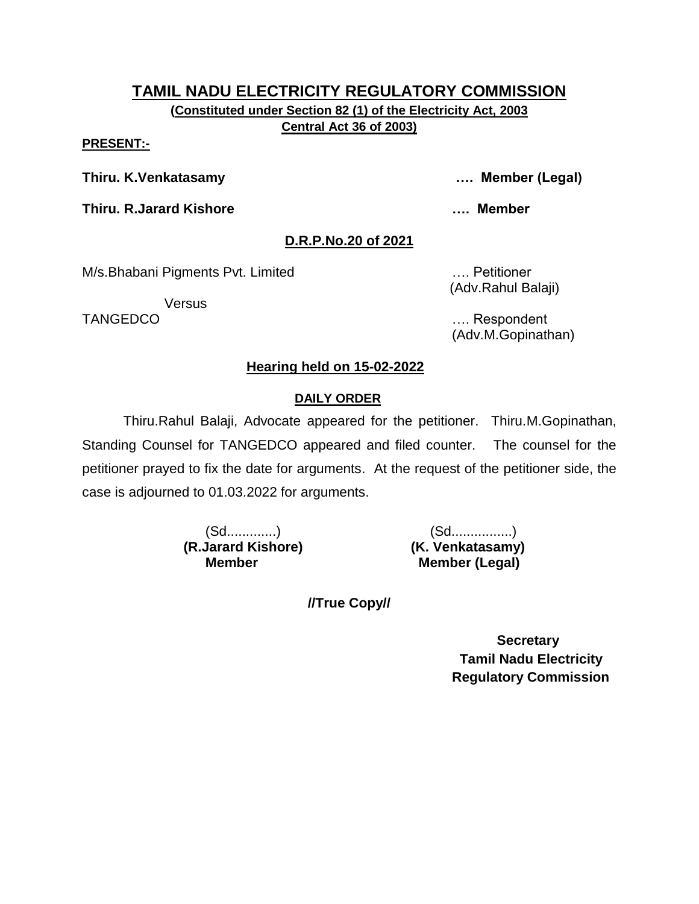# TAMIL NADU ELECTRICITY REGULATORY COMMISSION

**(Constituted under Section 82 (1) of the Electricity Act, 2003 Central Act 36 of 2003)**

**PRESENT:-**

**Thiru. K.Venkatasamy …. Member (Legal)**

**Thiru. R.Jarard Kishore …. Member**

## D.R.P.No.20 of 2021

M/s.Bhabani Pigments Pvt. Limited …. Petitioner
(Adv.Rahul Balaji)

Versus

TANGEDCO …. Respondent
(Adv.M.Gopinathan)

## Hearing held on 15-02-2022

### DAILY ORDER

Thiru.Rahul Balaji, Advocate appeared for the petitioner. Thiru.M.Gopinathan, Standing Counsel for TANGEDCO appeared and filed counter. The counsel for the petitioner prayed to fix the date for arguments. At the request of the petitioner side, the case is adjourned to 01.03.2022 for arguments.

(Sd............)
**(R.Jarard Kishore)**
**Member**

(Sd...............)
**(K. Venkatasamy)**
**Member (Legal)**

**//True Copy//**

**Secretary**
**Tamil Nadu Electricity Regulatory Commission**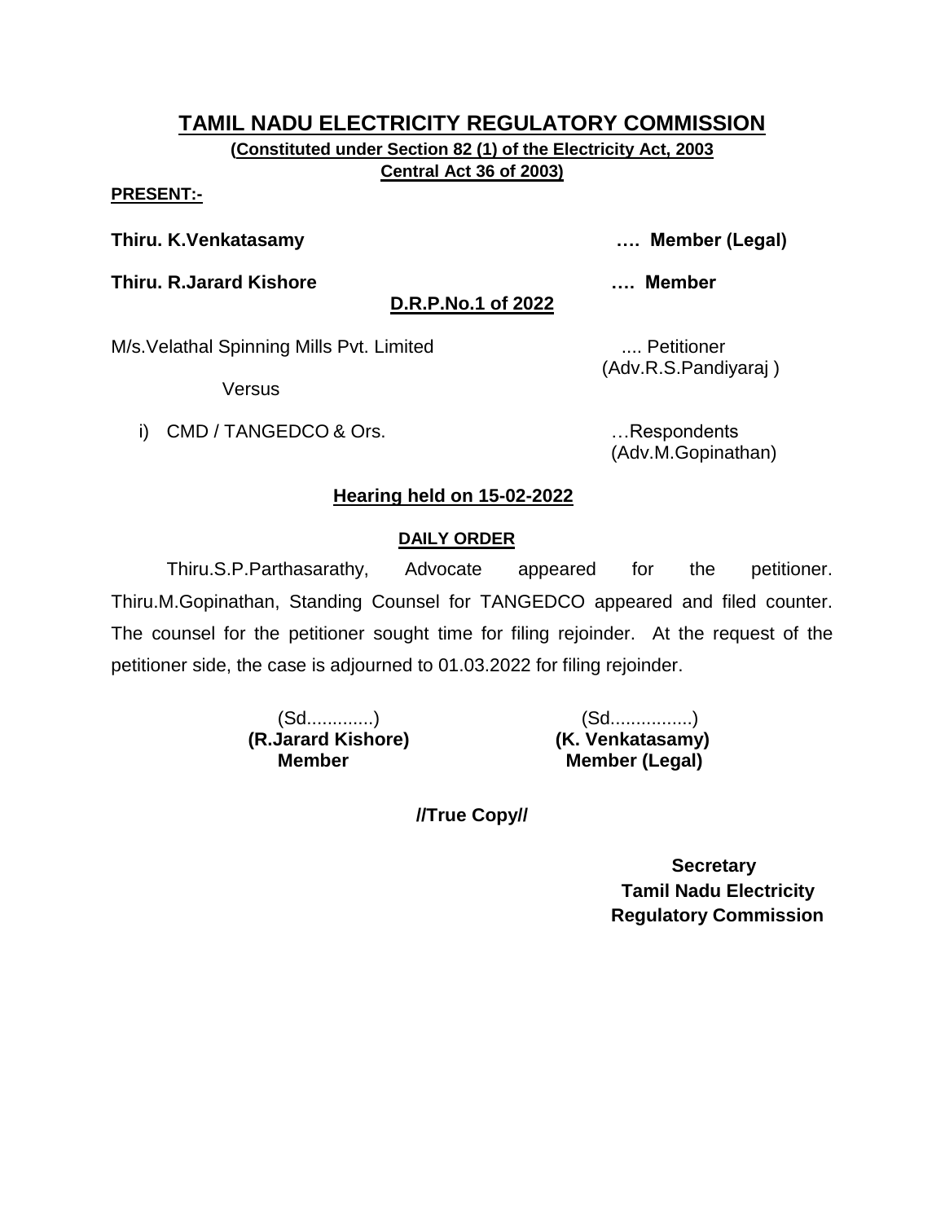# TAMIL NADU ELECTRICITY REGULATORY COMMISSION

**(Constituted under Section 82 (1) of the Electricity Act, 2003 Central Act 36 of 2003)**

**PRESENT:-**

**Thiru. K.Venkatasamy** .... **Member (Legal)**

**Thiru. R.Jarard Kishore** .... **Member**

**D.R.P.No.1 of 2022**

M/s.Velathal Spinning Mills Pvt. Limited .... Petitioner
(Adv.R.S.Pandiyaraj )

Versus

i) CMD / TANGEDCO & Ors. …Respondents
(Adv.M.Gopinathan)

**Hearing held on 15-02-2022**

**DAILY ORDER**

Thiru.S.P.Parthasarathy, Advocate appeared for the petitioner. Thiru.M.Gopinathan, Standing Counsel for TANGEDCO appeared and filed counter. The counsel for the petitioner sought time for filing rejoinder. At the request of the petitioner side, the case is adjourned to 01.03.2022 for filing rejoinder.

| (Sd............) | (Sd................) |
|---|---|
| **(R.Jarard Kishore)** | **(K. Venkatasamy)** |
| **Member** | **Member (Legal)** |

**//True Copy//**

**Secretary**
**Tamil Nadu Electricity Regulatory Commission**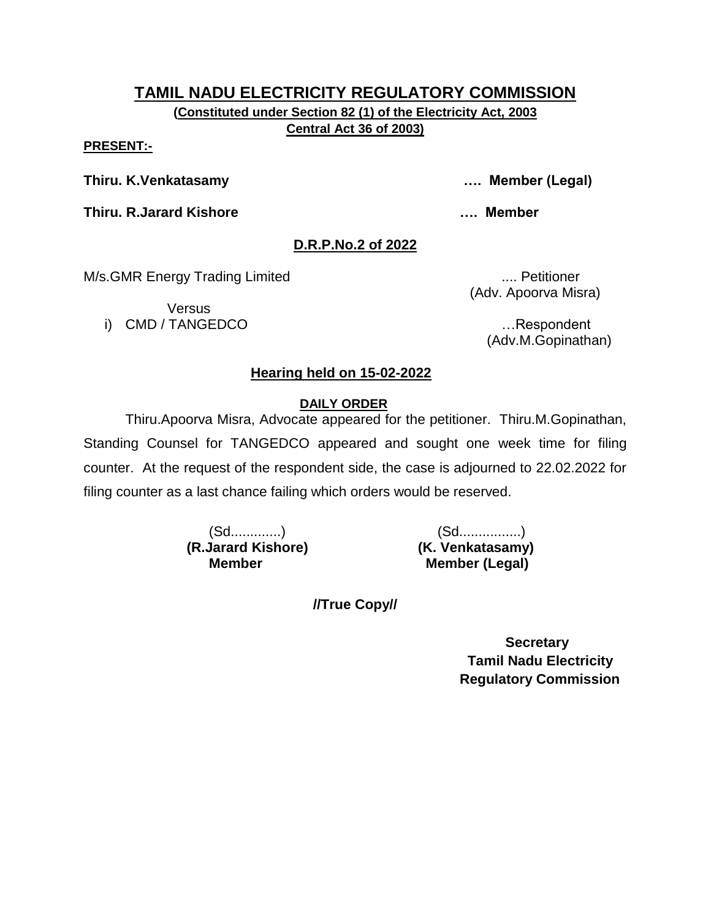# TAMIL NADU ELECTRICITY REGULATORY COMMISSION

**(Constituted under Section 82 (1) of the Electricity Act, 2003 Central Act 36 of 2003)**

**PRESENT:-**

**Thiru. K.Venkatasamy …. Member (Legal)**

**Thiru. R.Jarard Kishore …. Member**

## D.R.P.No.2 of 2022

M/s.GMR Energy Trading Limited .... Petitioner
(Adv. Apoorva Misra)

Versus

i) CMD / TANGEDCO …Respondent
(Adv.M.Gopinathan)

### Hearing held on 15-02-2022

#### DAILY ORDER

Thiru.Apoorva Misra, Advocate appeared for the petitioner. Thiru.M.Gopinathan, Standing Counsel for TANGEDCO appeared and sought one week time for filing counter. At the request of the respondent side, the case is adjourned to 22.02.2022 for filing counter as a last chance failing which orders would be reserved.

(Sd.............)
**(R.Jarard Kishore)**
**Member**

(Sd................)
**(K. Venkatasamy)**
**Member (Legal)**

**//True Copy//**

**Secretary**
**Tamil Nadu Electricity**
**Regulatory Commission**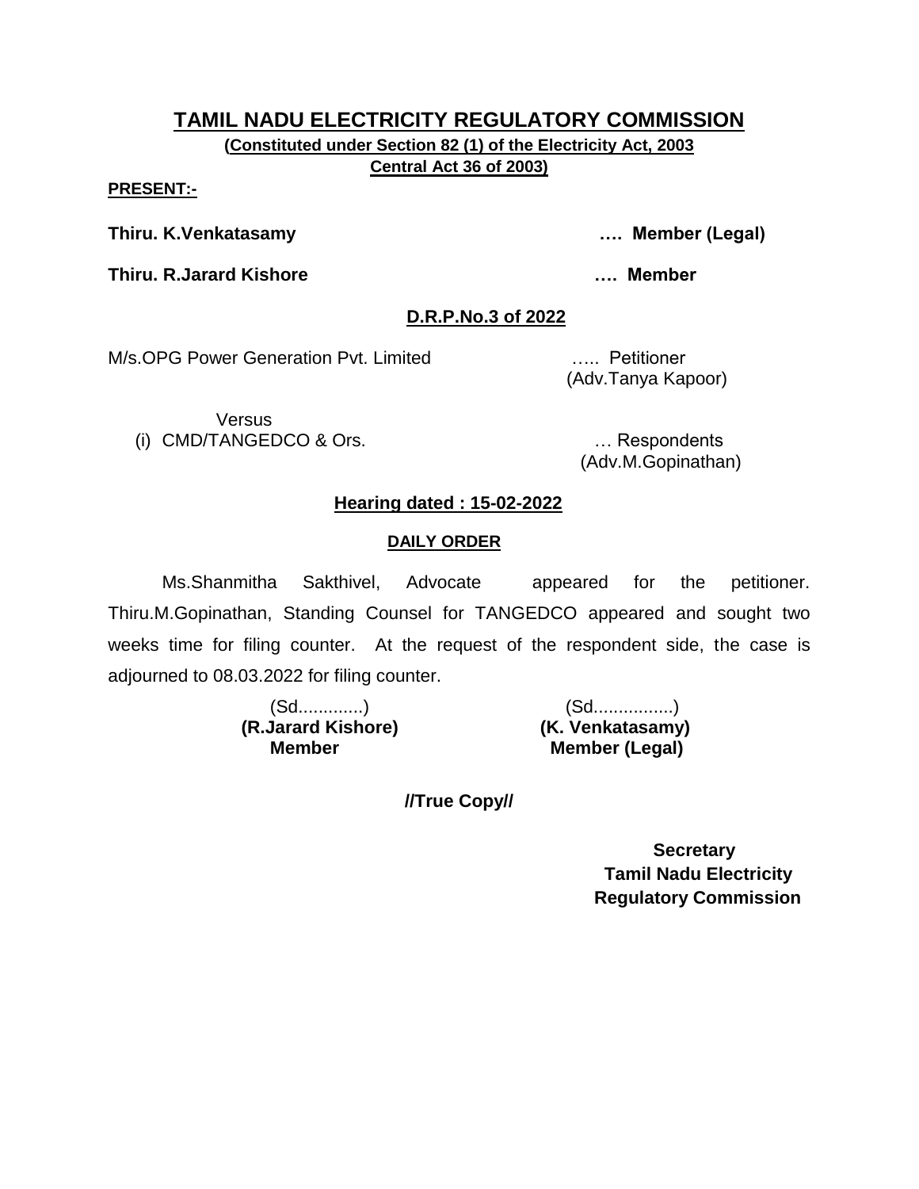# TAMIL NADU ELECTRICITY REGULATORY COMMISSION

**(Constituted under Section 82 (1) of the Electricity Act, 2003**
**Central Act 36 of 2003)**

**PRESENT:-**

**Thiru. K.Venkatasamy …. Member (Legal)**

**Thiru. R.Jarard Kishore …. Member**

**D.R.P.No.3 of 2022**

M/s.OPG Power Generation Pvt. Limited ….. Petitioner
(Adv.Tanya Kapoor)

Versus

(i) CMD/TANGEDCO & Ors. … Respondents
(Adv.M.Gopinathan)

**Hearing dated : 15-02-2022**

**DAILY ORDER**

Ms.Shanmitha Sakthivel, Advocate appeared for the petitioner. Thiru.M.Gopinathan, Standing Counsel for TANGEDCO appeared and sought two weeks time for filing counter. At the request of the respondent side, the case is adjourned to 08.03.2022 for filing counter.

| (Sd.............) | (Sd................) |
|---|---|
| **(R.Jarard Kishore)** | **(K. Venkatasamy)** |
| **Member** | **Member (Legal)** |

**//True Copy//**

**Secretary**
**Tamil Nadu Electricity**
**Regulatory Commission**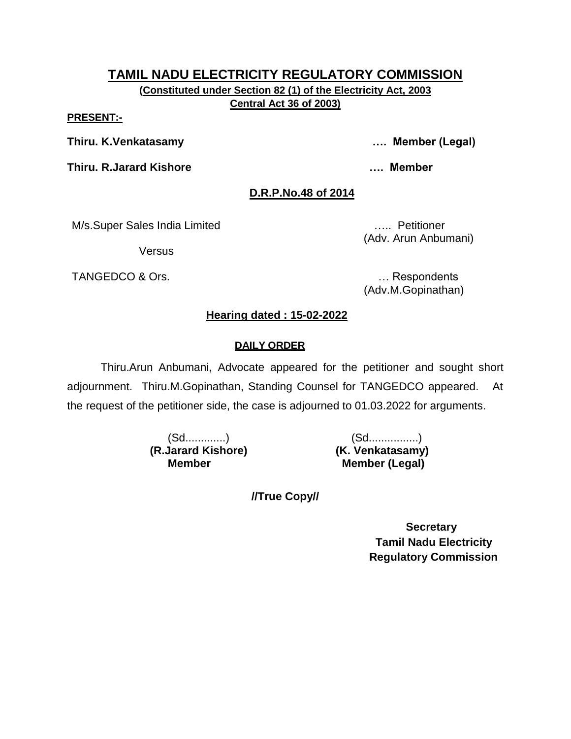# TAMIL NADU ELECTRICITY REGULATORY COMMISSION

**(Constituted under Section 82 (1) of the Electricity Act, 2003**
**Central Act 36 of 2003)**

**PRESENT:-**

**Thiru. K.Venkatasamy .... Member (Legal)**

**Thiru. R.Jarard Kishore .... Member**

**D.R.P.No.48 of 2014**

M/s.Super Sales India Limited ..... Petitioner
(Adv. Arun Anbumani)

Versus

TANGEDCO & Ors. ... Respondents
(Adv.M.Gopinathan)

**Hearing dated : 15-02-2022**

**DAILY ORDER**

Thiru.Arun Anbumani, Advocate appeared for the petitioner and sought short adjournment. Thiru.M.Gopinathan, Standing Counsel for TANGEDCO appeared. At the request of the petitioner side, the case is adjourned to 01.03.2022 for arguments.

(Sd.............)
**(R.Jarard Kishore)**
**Member**

(Sd................)
**(K. Venkatasamy)**
**Member (Legal)**

**//True Copy//**

**Secretary**
**Tamil Nadu Electricity**
**Regulatory Commission**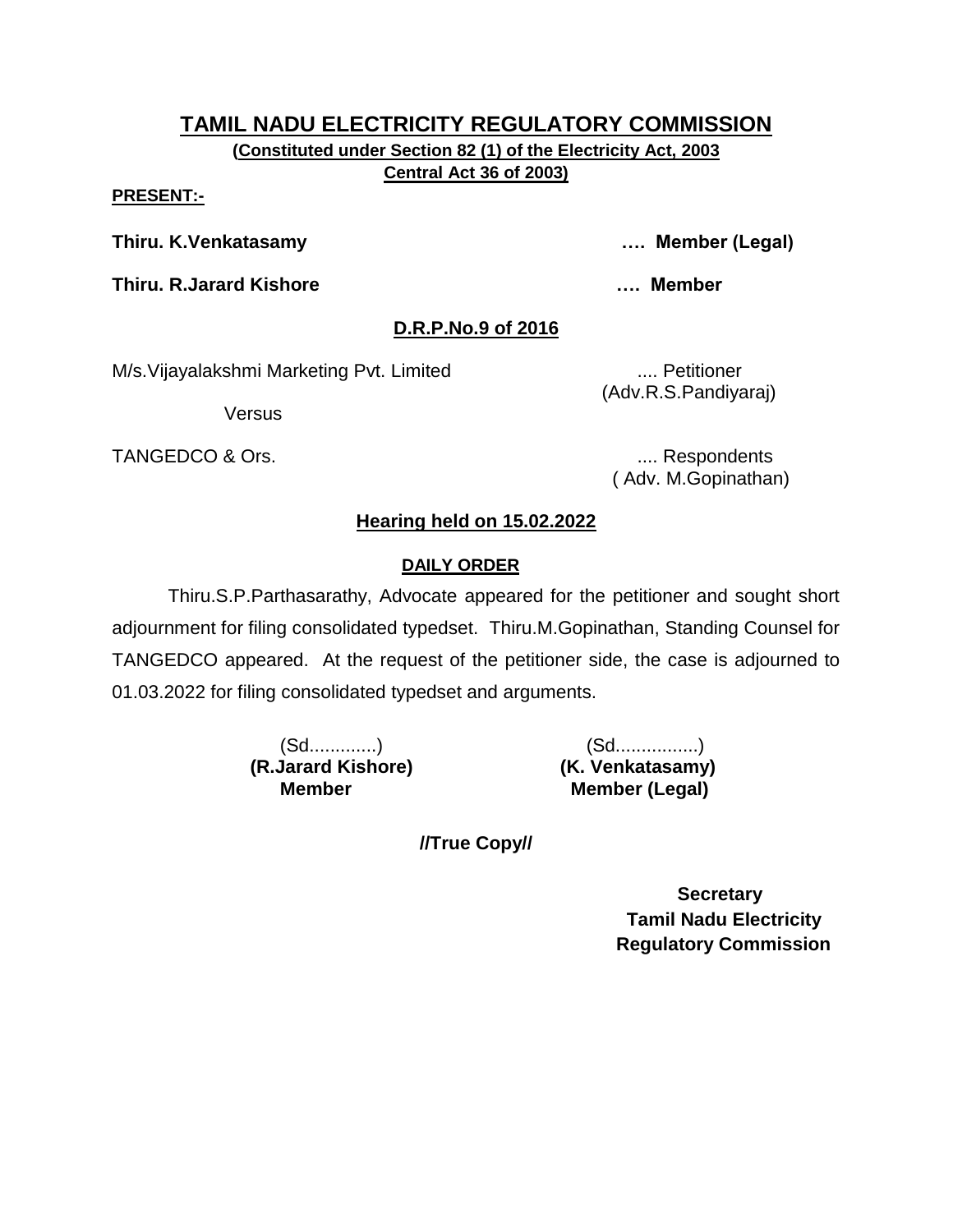# TAMIL NADU ELECTRICITY REGULATORY COMMISSION

**(Constituted under Section 82 (1) of the Electricity Act, 2003 Central Act 36 of 2003)**

**PRESENT:-**

**Thiru. K.Venkatasamy …. Member (Legal)**

**Thiru. R.Jarard Kishore …. Member**

## D.R.P.No.9 of 2016

M/s.Vijayalakshmi Marketing Pvt. Limited .... Petitioner
(Adv.R.S.Pandiyaraj)

Versus

TANGEDCO & Ors. .... Respondents
( Adv. M.Gopinathan)

### Hearing held on 15.02.2022

#### DAILY ORDER

Thiru.S.P.Parthasarathy, Advocate appeared for the petitioner and sought short adjournment for filing consolidated typedset. Thiru.M.Gopinathan, Standing Counsel for TANGEDCO appeared. At the request of the petitioner side, the case is adjourned to 01.03.2022 for filing consolidated typedset and arguments.

| (Sd.............) | (Sd................) |
|---|---|
| **(R.Jarard Kishore)** | **(K. Venkatasamy)** |
| **Member** | **Member (Legal)** |

**//True Copy//**

**Secretary**
**Tamil Nadu Electricity Regulatory Commission**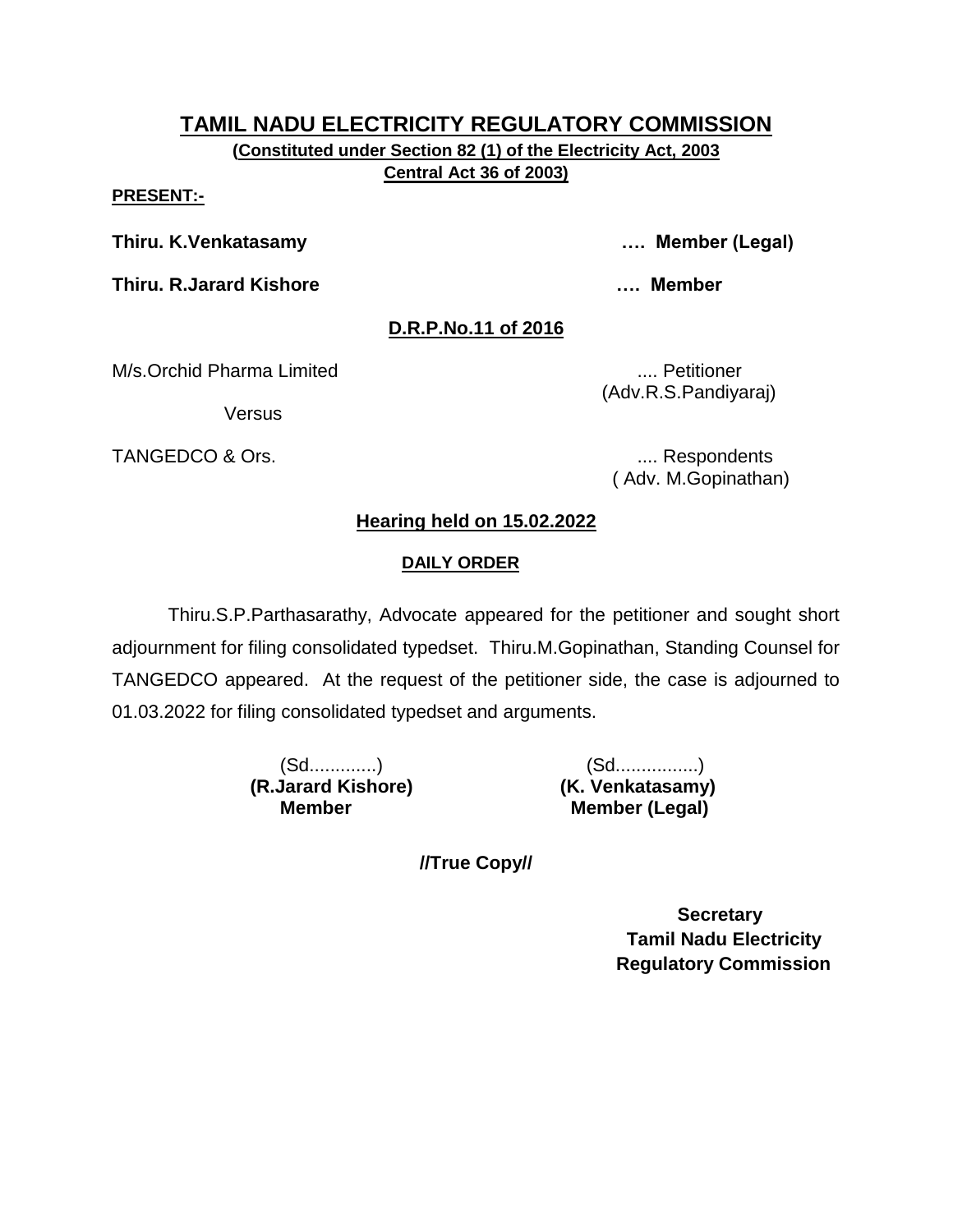# TAMIL NADU ELECTRICITY REGULATORY COMMISSION

**(Constituted under Section 82 (1) of the Electricity Act, 2003 Central Act 36 of 2003)**

**PRESENT:-**

**Thiru. K.Venkatasamy …. Member (Legal)**

**Thiru. R.Jarard Kishore …. Member**

**D.R.P.No.11 of 2016**

M/s.Orchid Pharma Limited .... Petitioner
(Adv.R.S.Pandiyaraj)

Versus

TANGEDCO & Ors. .... Respondents
( Adv. M.Gopinathan)

**Hearing held on 15.02.2022**

**DAILY ORDER**

Thiru.S.P.Parthasarathy, Advocate appeared for the petitioner and sought short adjournment for filing consolidated typedset. Thiru.M.Gopinathan, Standing Counsel for TANGEDCO appeared. At the request of the petitioner side, the case is adjourned to 01.03.2022 for filing consolidated typedset and arguments.

(Sd.............)
**(R.Jarard Kishore)**
**Member**

(Sd................)
**(K. Venkatasamy)**
**Member (Legal)**

**//True Copy//**

**Secretary**
**Tamil Nadu Electricity Regulatory Commission**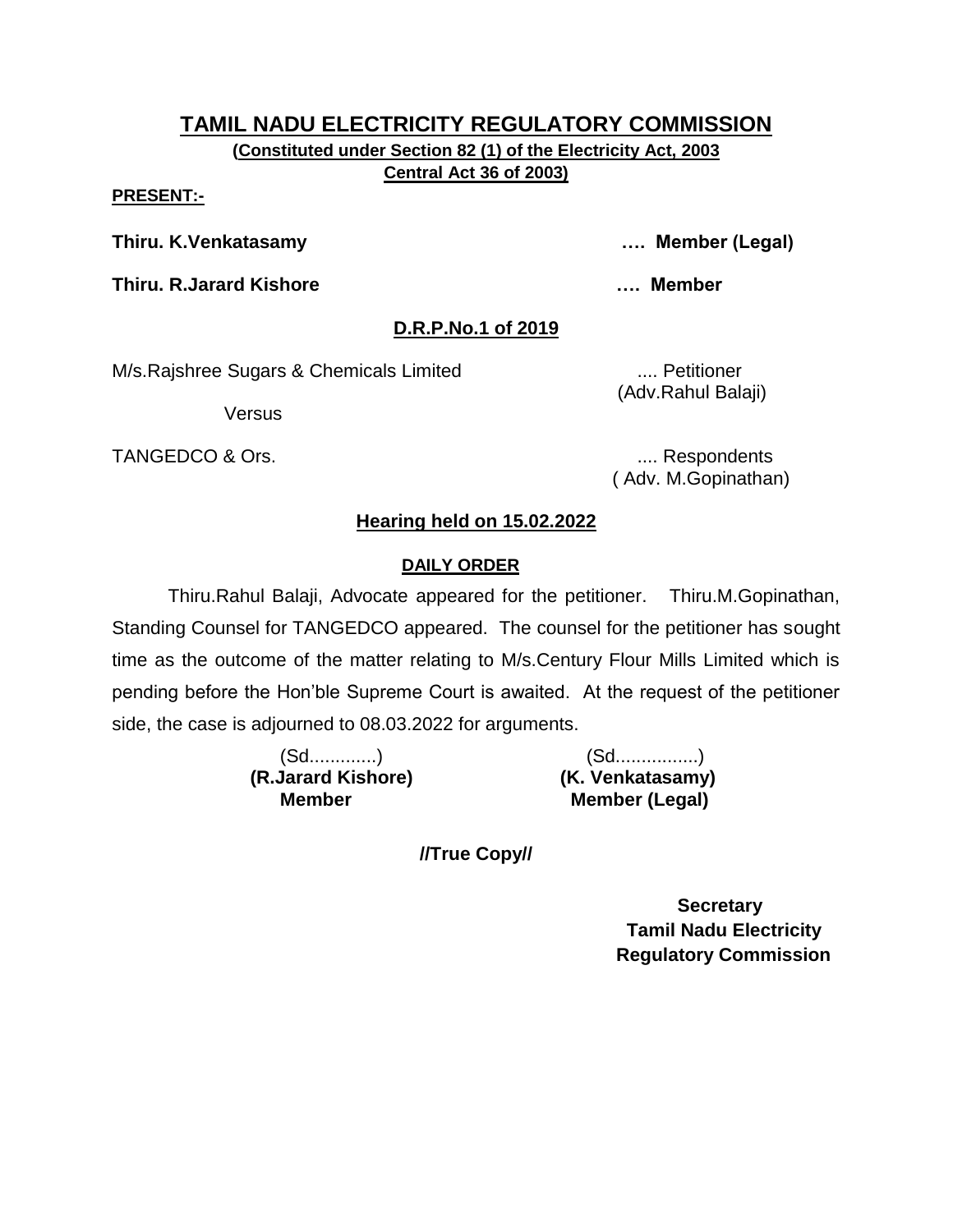# TAMIL NADU ELECTRICITY REGULATORY COMMISSION

**(Constituted under Section 82 (1) of the Electricity Act, 2003**
**Central Act 36 of 2003)**

**PRESENT:-**

**Thiru. K.Venkatasamy** …. **Member (Legal)**

**Thiru. R.Jarard Kishore** …. **Member**

**D.R.P.No.1 of 2019**

M/s.Rajshree Sugars & Chemicals Limited .... Petitioner
(Adv.Rahul Balaji)

Versus

TANGEDCO & Ors. .... Respondents
( Adv. M.Gopinathan)

**Hearing held on 15.02.2022**

**DAILY ORDER**

Thiru.Rahul Balaji, Advocate appeared for the petitioner. Thiru.M.Gopinathan, Standing Counsel for TANGEDCO appeared. The counsel for the petitioner has sought time as the outcome of the matter relating to M/s.Century Flour Mills Limited which is pending before the Hon'ble Supreme Court is awaited. At the request of the petitioner side, the case is adjourned to 08.03.2022 for arguments.

(Sd.............)
**(R.Jarard Kishore)**
**Member**

(Sd................)
**(K. Venkatasamy)**
**Member (Legal)**

**//True Copy//**

**Secretary**
**Tamil Nadu Electricity**
**Regulatory Commission**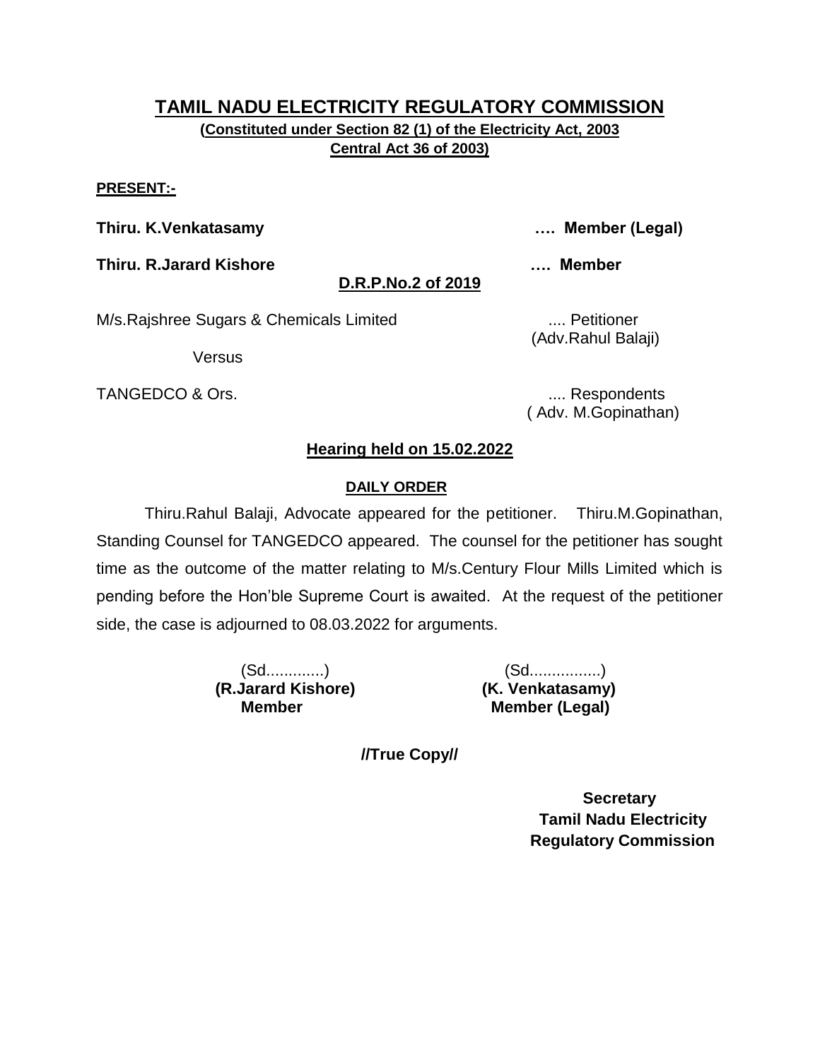# TAMIL NADU ELECTRICITY REGULATORY COMMISSION

**(Constituted under Section 82 (1) of the Electricity Act, 2003 Central Act 36 of 2003)**

**PRESENT:-**

**Thiru. K.Venkatasamy** …. **Member (Legal)**

**Thiru. R.Jarard Kishore** …. **Member**

**D.R.P.No.2 of 2019**

M/s.Rajshree Sugars & Chemicals Limited .... Petitioner (Adv.Rahul Balaji)

Versus

TANGEDCO & Ors. .... Respondents ( Adv. M.Gopinathan)

**Hearing held on 15.02.2022**

**DAILY ORDER**

Thiru.Rahul Balaji, Advocate appeared for the petitioner. Thiru.M.Gopinathan, Standing Counsel for TANGEDCO appeared. The counsel for the petitioner has sought time as the outcome of the matter relating to M/s.Century Flour Mills Limited which is pending before the Hon'ble Supreme Court is awaited. At the request of the petitioner side, the case is adjourned to 08.03.2022 for arguments.

(Sd.............)
**(R.Jarard Kishore)**
**Member**

(Sd................)
**(K. Venkatasamy)**
**Member (Legal)**

**//True Copy//**

**Secretary**
**Tamil Nadu Electricity Regulatory Commission**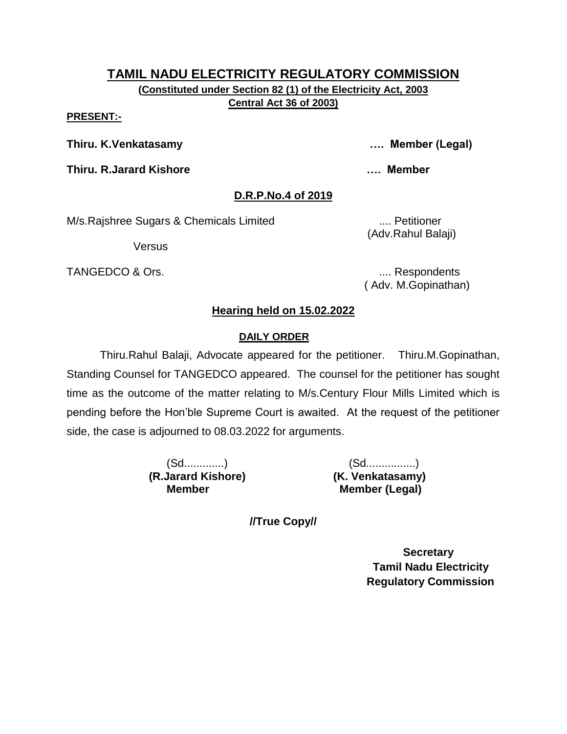# TAMIL NADU ELECTRICITY REGULATORY COMMISSION

**(Constituted under Section 82 (1) of the Electricity Act, 2003**
**Central Act 36 of 2003)**

**PRESENT:-**

**Thiru. K.Venkatasamy** …. **Member (Legal)**

**Thiru. R.Jarard Kishore** …. **Member**

## D.R.P.No.4 of 2019

M/s.Rajshree Sugars & Chemicals Limited .... Petitioner
(Adv.Rahul Balaji)

Versus

TANGEDCO & Ors. .... Respondents
( Adv. M.Gopinathan)

## Hearing held on 15.02.2022

### DAILY ORDER

Thiru.Rahul Balaji, Advocate appeared for the petitioner. Thiru.M.Gopinathan, Standing Counsel for TANGEDCO appeared. The counsel for the petitioner has sought time as the outcome of the matter relating to M/s.Century Flour Mills Limited which is pending before the Hon'ble Supreme Court is awaited. At the request of the petitioner side, the case is adjourned to 08.03.2022 for arguments.

| (Sd.............) | (Sd................) |
|---|---|
| **(R.Jarard Kishore)** | **(K. Venkatasamy)** |
| **Member** | **Member (Legal)** |

**//True Copy//**

**Secretary**
**Tamil Nadu Electricity**
**Regulatory Commission**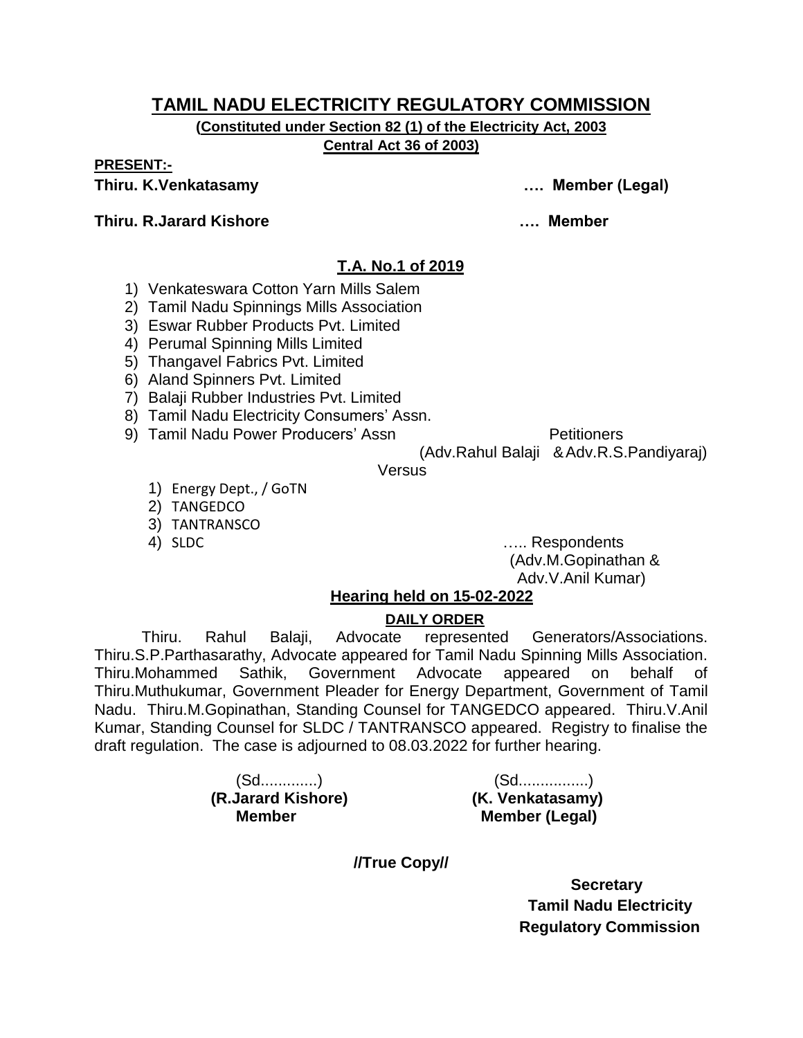# TAMIL NADU ELECTRICITY REGULATORY COMMISSION

**(Constituted under Section 82 (1) of the Electricity Act, 2003**
**Central Act 36 of 2003)**

**PRESENT:-**

**Thiru. K.Venkatasamy …. Member (Legal)**

**Thiru. R.Jarard Kishore …. Member**

## T.A. No.1 of 2019

1) Venkateswara Cotton Yarn Mills Salem
2) Tamil Nadu Spinnings Mills Association
3) Eswar Rubber Products Pvt. Limited
4) Perumal Spinning Mills Limited
5) Thangavel Fabrics Pvt. Limited
6) Aland Spinners Pvt. Limited
7) Balaji Rubber Industries Pvt. Limited
8) Tamil Nadu Electricity Consumers' Assn.
9) Tamil Nadu Power Producers' Assn

Petitioners
(Adv.Rahul Balaji & Adv.R.S.Pandiyaraj)

Versus

1) Energy Dept., / GoTN
2) TANGEDCO
3) TANTRANSCO
4) SLDC

….. Respondents
(Adv.M.Gopinathan & Adv.V.Anil Kumar)

**Hearing held on 15-02-2022**

**DAILY ORDER**

Thiru. Rahul Balaji, Advocate represented Generators/Associations. Thiru.S.P.Parthasarathy, Advocate appeared for Tamil Nadu Spinning Mills Association. Thiru.Mohammed Sathik, Government Advocate appeared on behalf of Thiru.Muthukumar, Government Pleader for Energy Department, Government of Tamil Nadu. Thiru.M.Gopinathan, Standing Counsel for TANGEDCO appeared. Thiru.V.Anil Kumar, Standing Counsel for SLDC / TANTRANSCO appeared. Registry to finalise the draft regulation. The case is adjourned to 08.03.2022 for further hearing.

(Sd.............)
**(R.Jarard Kishore)**
**Member**

(Sd................)
**(K. Venkatasamy)**
**Member (Legal)**

**//True Copy//**

**Secretary**
**Tamil Nadu Electricity**
**Regulatory Commission**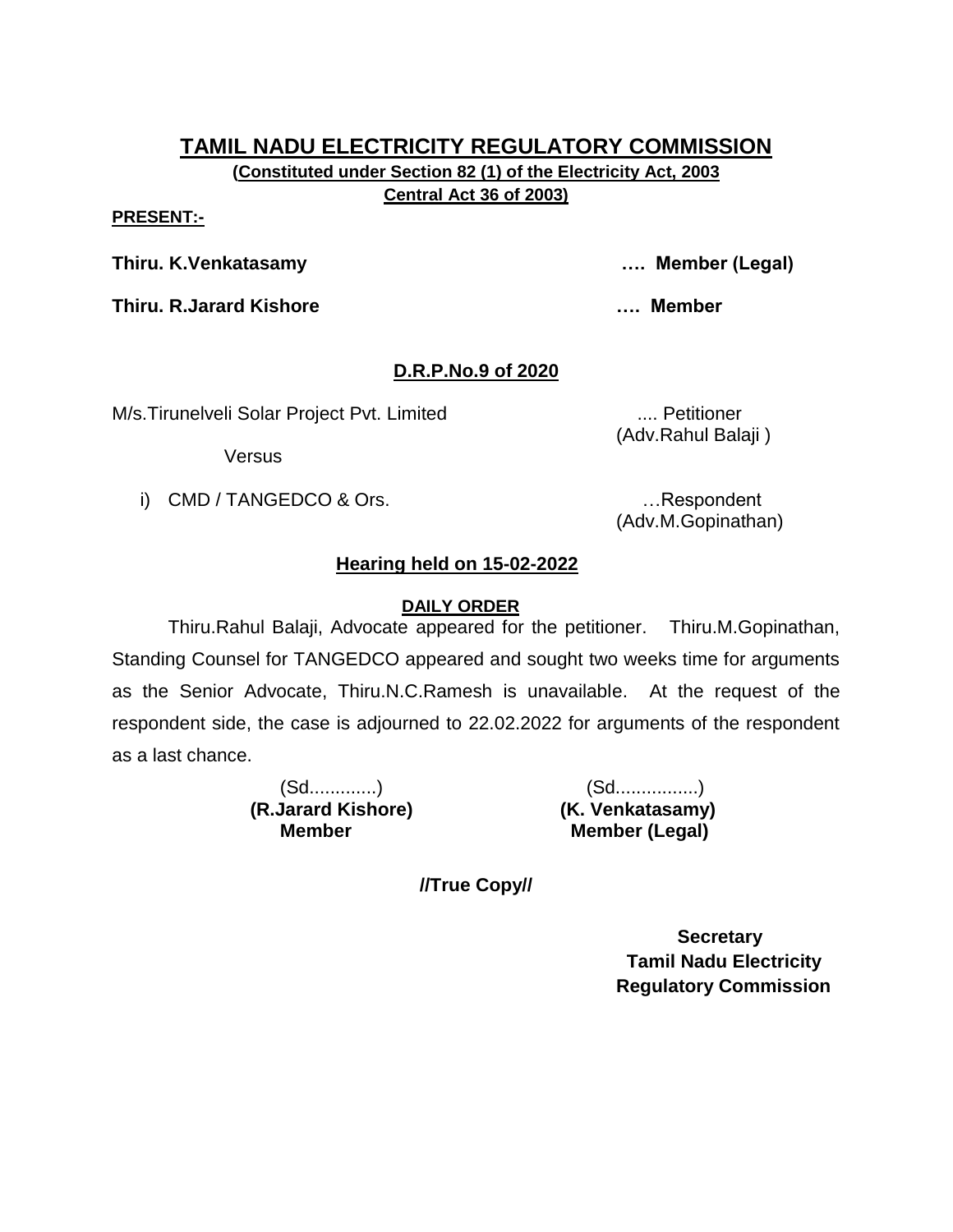# TAMIL NADU ELECTRICITY REGULATORY COMMISSION

**(Constituted under Section 82 (1) of the Electricity Act, 2003 Central Act 36 of 2003)**

**PRESENT:-**

**Thiru. K.Venkatasamy …. Member (Legal)**

**Thiru. R.Jarard Kishore …. Member**

## D.R.P.No.9 of 2020

M/s.Tirunelveli Solar Project Pvt. Limited .... Petitioner
(Adv.Rahul Balaji )

Versus

i) CMD / TANGEDCO & Ors. …Respondent
(Adv.M.Gopinathan)

## Hearing held on 15-02-2022

**DAILY ORDER**

Thiru.Rahul Balaji, Advocate appeared for the petitioner. Thiru.M.Gopinathan, Standing Counsel for TANGEDCO appeared and sought two weeks time for arguments as the Senior Advocate, Thiru.N.C.Ramesh is unavailable. At the request of the respondent side, the case is adjourned to 22.02.2022 for arguments of the respondent as a last chance.

| (Sd.............) | (Sd................) |
|---|---|
| **(R.Jarard Kishore)** | **(K. Venkatasamy)** |
| **Member** | **Member (Legal)** |

**//True Copy//**

**Secretary**
**Tamil Nadu Electricity**
**Regulatory Commission**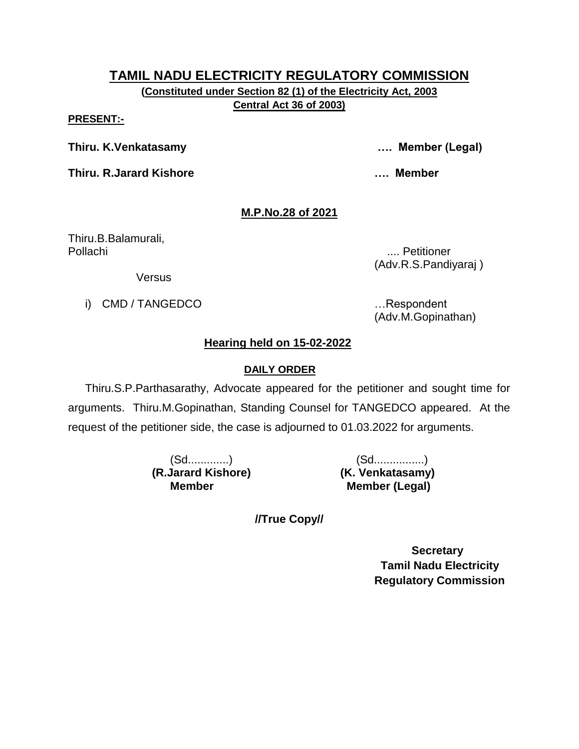# TAMIL NADU ELECTRICITY REGULATORY COMMISSION

**(Constituted under Section 82 (1) of the Electricity Act, 2003**
**Central Act 36 of 2003)**

**PRESENT:-**

**Thiru. K.Venkatasamy** .... **Member (Legal)**

**Thiru. R.Jarard Kishore** .... **Member**

**M.P.No.28 of 2021**

Thiru.B.Balamurali,
Pollachi .... Petitioner
(Adv.R.S.Pandiyaraj )

Versus

i) CMD / TANGEDCO …Respondent
(Adv.M.Gopinathan)

**Hearing held on 15-02-2022**

**DAILY ORDER**

Thiru.S.P.Parthasarathy, Advocate appeared for the petitioner and sought time for arguments. Thiru.M.Gopinathan, Standing Counsel for TANGEDCO appeared. At the request of the petitioner side, the case is adjourned to 01.03.2022 for arguments.

| (Sd.............) | (Sd................) |
|---|---|
| **(R.Jarard Kishore)** | **(K. Venkatasamy)** |
| **Member** | **Member (Legal)** |

**//True Copy//**

**Secretary**
**Tamil Nadu Electricity**
**Regulatory Commission**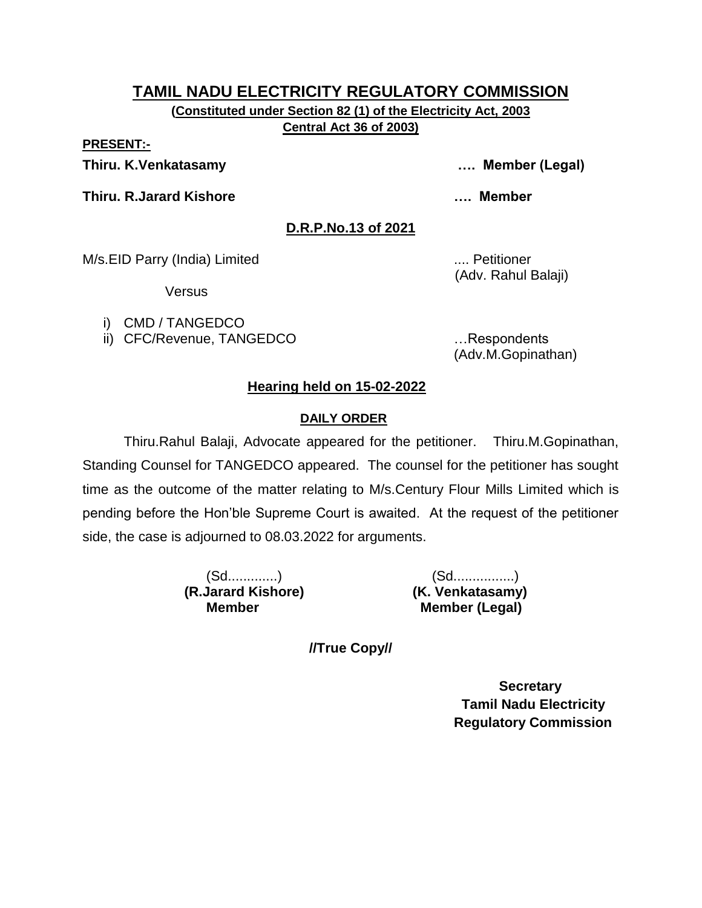# TAMIL NADU ELECTRICITY REGULATORY COMMISSION

**(Constituted under Section 82 (1) of the Electricity Act, 2003 Central Act 36 of 2003)**

**PRESENT:-**

**Thiru. K.Venkatasamy …. Member (Legal)**

**Thiru. R.Jarard Kishore …. Member**

**D.R.P.No.13 of 2021**

M/s.EID Parry (India) Limited .... Petitioner
(Adv. Rahul Balaji)

Versus

i) CMD / TANGEDCO
ii) CFC/Revenue, TANGEDCO …Respondents
(Adv.M.Gopinathan)

**Hearing held on 15-02-2022**

**DAILY ORDER**

Thiru.Rahul Balaji, Advocate appeared for the petitioner. Thiru.M.Gopinathan, Standing Counsel for TANGEDCO appeared. The counsel for the petitioner has sought time as the outcome of the matter relating to M/s.Century Flour Mills Limited which is pending before the Hon'ble Supreme Court is awaited. At the request of the petitioner side, the case is adjourned to 08.03.2022 for arguments.

(Sd............)
**(R.Jarard Kishore)**
**Member**

(Sd................)
**(K. Venkatasamy)**
**Member (Legal)**

**//True Copy//**

**Secretary**
**Tamil Nadu Electricity**
**Regulatory Commission**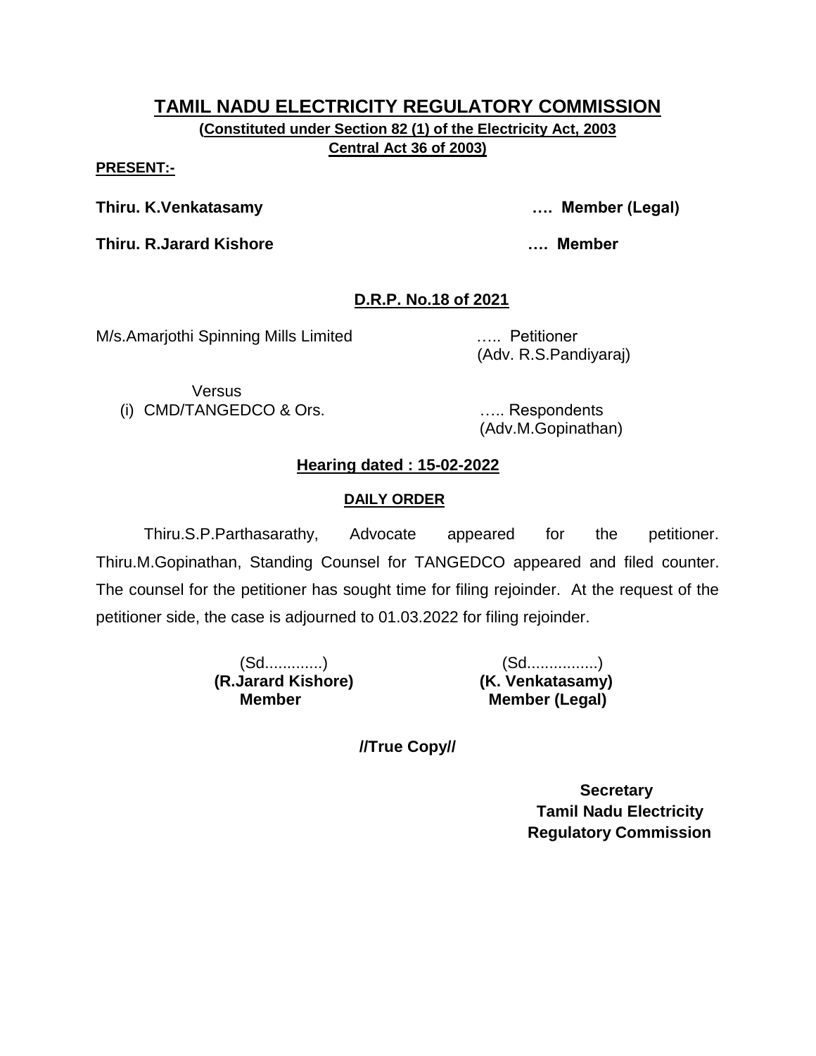## TAMIL NADU ELECTRICITY REGULATORY COMMISSION

**(Constituted under Section 82 (1) of the Electricity Act, 2003 Central Act 36 of 2003)**

**PRESENT:-**

**Thiru. K.Venkatasamy** …. **Member (Legal)**

**Thiru. R.Jarard Kishore** …. **Member**

**D.R.P. No.18 of 2021**

M/s.Amarjothi Spinning Mills Limited ….. Petitioner
(Adv. R.S.Pandiyaraj)

Versus

(i) CMD/TANGEDCO & Ors. ….. Respondents
(Adv.M.Gopinathan)

**Hearing dated : 15-02-2022**

**DAILY ORDER**

Thiru.S.P.Parthasarathy, Advocate appeared for the petitioner. Thiru.M.Gopinathan, Standing Counsel for TANGEDCO appeared and filed counter. The counsel for the petitioner has sought time for filing rejoinder. At the request of the petitioner side, the case is adjourned to 01.03.2022 for filing rejoinder.

(Sd.............)
**(R.Jarard Kishore)**
**Member**

(Sd................)
**(K. Venkatasamy)**
**Member (Legal)**

**//True Copy//**

**Secretary**
**Tamil Nadu Electricity**
**Regulatory Commission**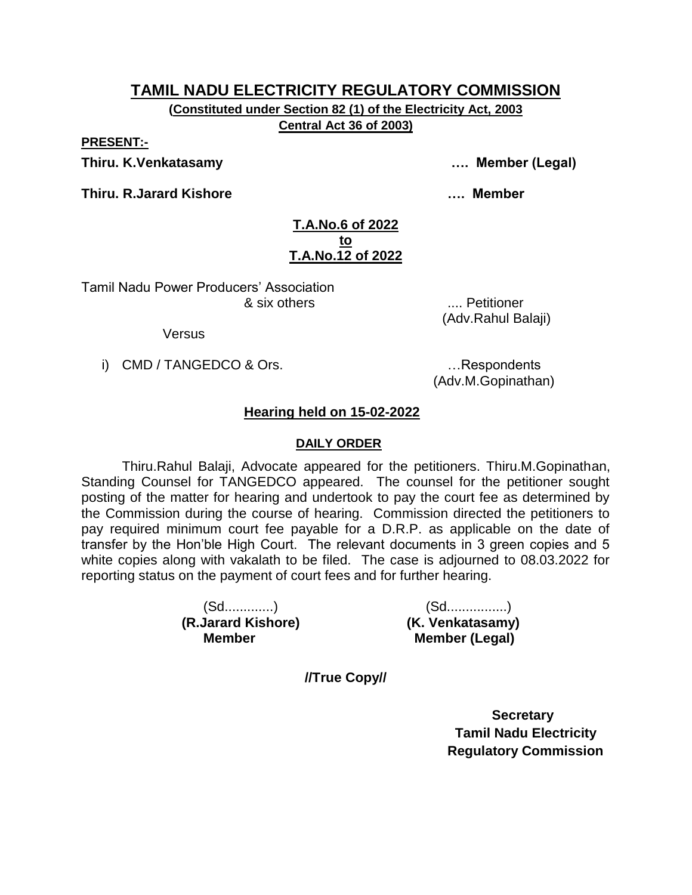# TAMIL NADU ELECTRICITY REGULATORY COMMISSION

**(Constituted under Section 82 (1) of the Electricity Act, 2003 Central Act 36 of 2003)**

**PRESENT:-**

**Thiru. K.Venkatasamy …. Member (Legal)**

**Thiru. R.Jarard Kishore …. Member**

**T.A.No.6 of 2022**
**to**
**T.A.No.12 of 2022**

Tamil Nadu Power Producers' Association & six others .... Petitioner (Adv.Rahul Balaji)

Versus

i) CMD / TANGEDCO & Ors. …Respondents (Adv.M.Gopinathan)

**Hearing held on 15-02-2022**

**DAILY ORDER**

Thiru.Rahul Balaji, Advocate appeared for the petitioners. Thiru.M.Gopinathan, Standing Counsel for TANGEDCO appeared. The counsel for the petitioner sought posting of the matter for hearing and undertook to pay the court fee as determined by the Commission during the course of hearing. Commission directed the petitioners to pay required minimum court fee payable for a D.R.P. as applicable on the date of transfer by the Hon'ble High Court. The relevant documents in 3 green copies and 5 white copies along with vakalath to be filed. The case is adjourned to 08.03.2022 for reporting status on the payment of court fees and for further hearing.

| (Sd.............) | (Sd................) |
|---|---|
| **(R.Jarard Kishore)** | **(K. Venkatasamy)** |
| **Member** | **Member (Legal)** |

**//True Copy//**

**Secretary**
**Tamil Nadu Electricity Regulatory Commission**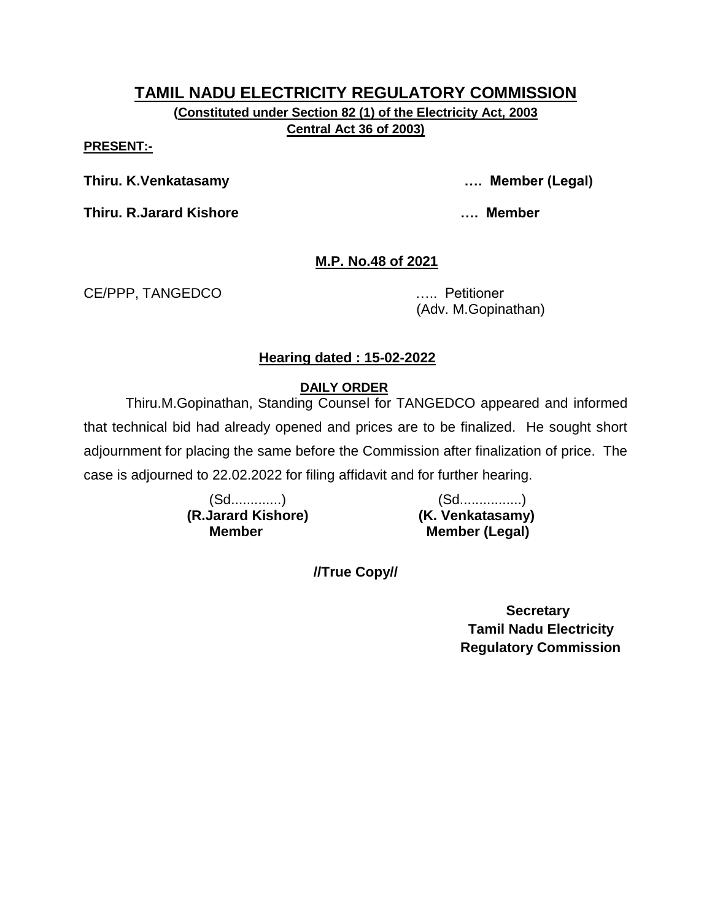# TAMIL NADU ELECTRICITY REGULATORY COMMISSION

**(Constituted under Section 82 (1) of the Electricity Act, 2003 Central Act 36 of 2003)**

**PRESENT:-**

**Thiru. K.Venkatasamy** .... **Member (Legal)**

**Thiru. R.Jarard Kishore** .... **Member**

**M.P. No.48 of 2021**

CE/PPP, TANGEDCO ..... Petitioner
(Adv. M.Gopinathan)

**Hearing dated : 15-02-2022**

**DAILY ORDER**

Thiru.M.Gopinathan, Standing Counsel for TANGEDCO appeared and informed that technical bid had already opened and prices are to be finalized. He sought short adjournment for placing the same before the Commission after finalization of price. The case is adjourned to 22.02.2022 for filing affidavit and for further hearing.

| (Sd............) | (Sd................) |
|---|---|
| **(R.Jarard Kishore)** | **(K. Venkatasamy)** |
| **Member** | **Member (Legal)** |

**//True Copy//**

**Secretary**
**Tamil Nadu Electricity**
**Regulatory Commission**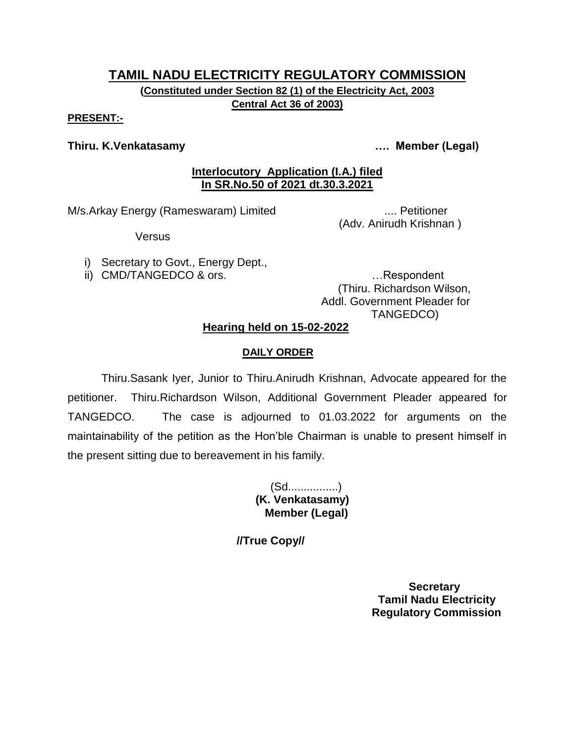# TAMIL NADU ELECTRICITY REGULATORY COMMISSION

**(Constituted under Section 82 (1) of the Electricity Act, 2003 Central Act 36 of 2003)**

**PRESENT:-**

**Thiru. K.Venkatasamy …. Member (Legal)**

**Interlocutory Application (I.A.) filed In SR.No.50 of 2021 dt.30.3.2021**

M/s.Arkay Energy (Rameswaram) Limited .... Petitioner
(Adv. Anirudh Krishnan )

Versus

i) Secretary to Govt., Energy Dept.,
ii) CMD/TANGEDCO & ors. …Respondent
(Thiru. Richardson Wilson, Addl. Government Pleader for TANGEDCO)

**Hearing held on 15-02-2022**

**DAILY ORDER**

Thiru.Sasank Iyer, Junior to Thiru.Anirudh Krishnan, Advocate appeared for the petitioner. Thiru.Richardson Wilson, Additional Government Pleader appeared for TANGEDCO. The case is adjourned to 01.03.2022 for arguments on the maintainability of the petition as the Hon'ble Chairman is unable to present himself in the present sitting due to bereavement in his family.

(Sd................)
**(K. Venkatasamy)**
**Member (Legal)**

**//True Copy//**

**Secretary**
**Tamil Nadu Electricity Regulatory Commission**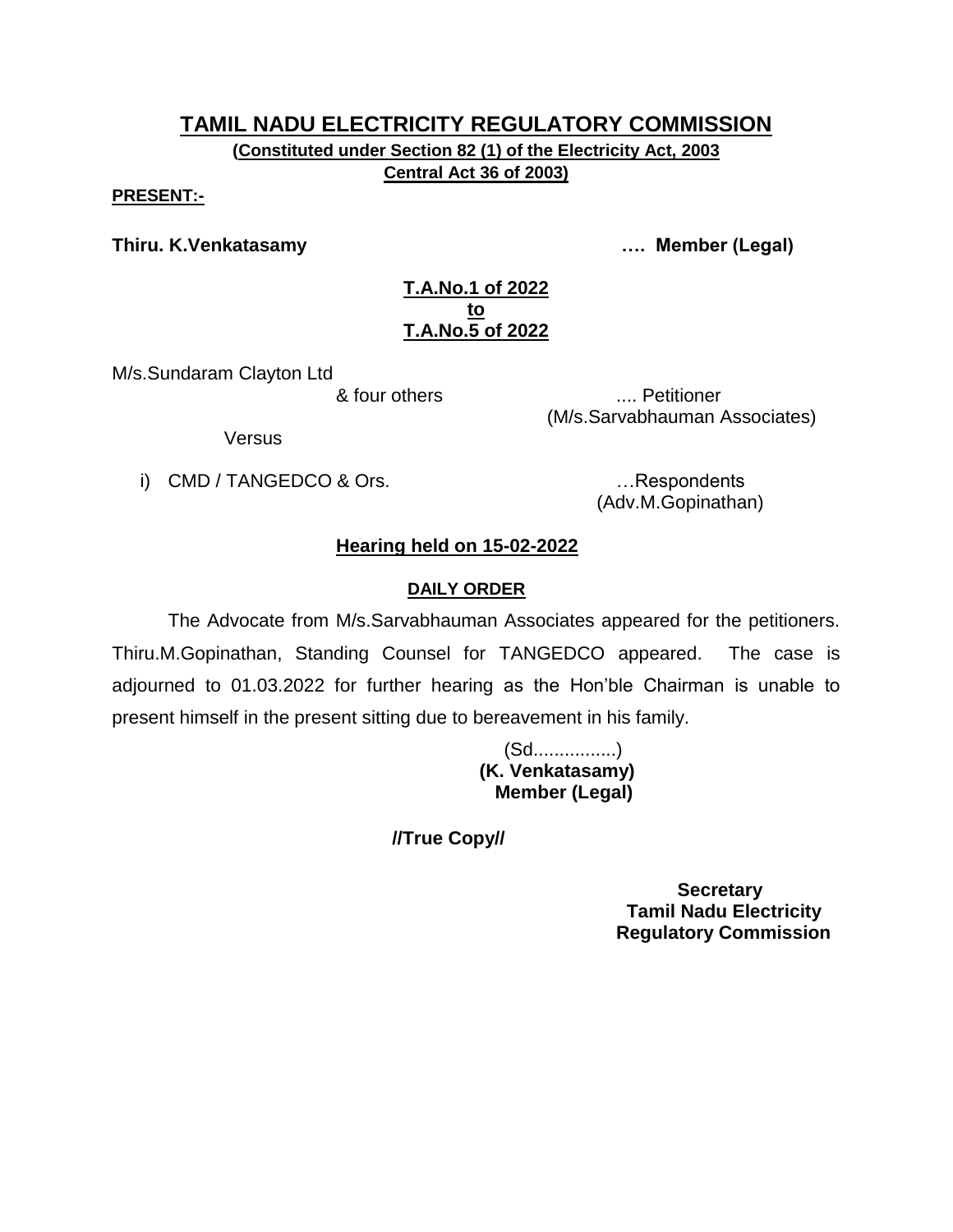# TAMIL NADU ELECTRICITY REGULATORY COMMISSION

**(Constituted under Section 82 (1) of the Electricity Act, 2003 Central Act 36 of 2003)**

**PRESENT:-**

**Thiru. K.Venkatasamy …. Member (Legal)**

**T.A.No.1 of 2022**
**to**
**T.A.No.5 of 2022**

M/s.Sundaram Clayton Ltd
& four others .... Petitioner
(M/s.Sarvabhauman Associates)

Versus

i) CMD / TANGEDCO & Ors. …Respondents
(Adv.M.Gopinathan)

**Hearing held on 15-02-2022**

**DAILY ORDER**

The Advocate from M/s.Sarvabhauman Associates appeared for the petitioners. Thiru.M.Gopinathan, Standing Counsel for TANGEDCO appeared. The case is adjourned to 01.03.2022 for further hearing as the Hon'ble Chairman is unable to present himself in the present sitting due to bereavement in his family.

(Sd................)
**(K. Venkatasamy)**
**Member (Legal)**

**//True Copy//**

**Secretary**
**Tamil Nadu Electricity**
**Regulatory Commission**